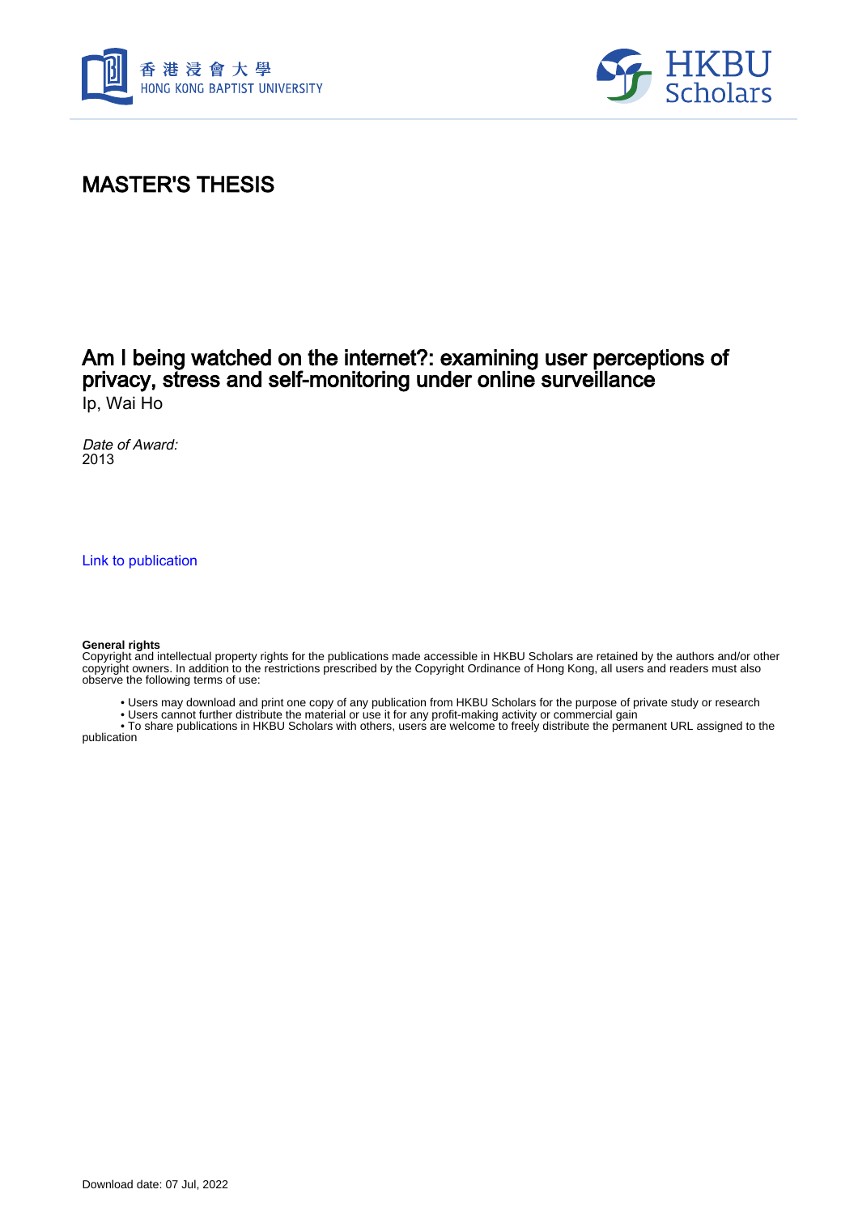# MASTER'S THESIS

## Am I being watched on the internet?: examining user perceptions of privacy, stress and self-monitoring under online surveillance

Ip, Wai Ho

*Date of Award:*
2013

Link to publication

**General rights**
Copyright and intellectual property rights for the publications made accessible in HKBU Scholars are retained by the authors and/or other copyright owners. In addition to the restrictions prescribed by the Copyright Ordinance of Hong Kong, all users and readers must also observe the following terms of use:

- Users may download and print one copy of any publication from HKBU Scholars for the purpose of private study or research
- Users cannot further distribute the material or use it for any profit-making activity or commercial gain
- To share publications in HKBU Scholars with others, users are welcome to freely distribute the permanent URL assigned to the publication

Download date: 07 Jul, 2022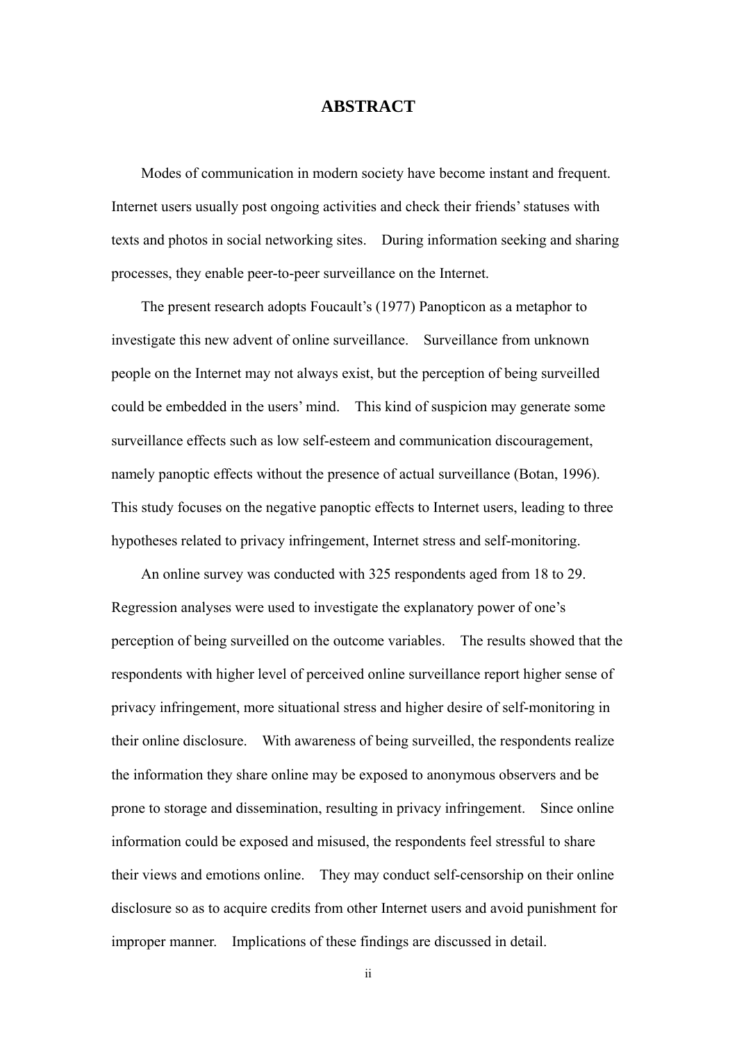# ABSTRACT

Modes of communication in modern society have become instant and frequent. Internet users usually post ongoing activities and check their friends' statuses with texts and photos in social networking sites. During information seeking and sharing processes, they enable peer-to-peer surveillance on the Internet.

The present research adopts Foucault's (1977) Panopticon as a metaphor to investigate this new advent of online surveillance. Surveillance from unknown people on the Internet may not always exist, but the perception of being surveilled could be embedded in the users' mind. This kind of suspicion may generate some surveillance effects such as low self-esteem and communication discouragement, namely panoptic effects without the presence of actual surveillance (Botan, 1996). This study focuses on the negative panoptic effects to Internet users, leading to three hypotheses related to privacy infringement, Internet stress and self-monitoring.

An online survey was conducted with 325 respondents aged from 18 to 29. Regression analyses were used to investigate the explanatory power of one's perception of being surveilled on the outcome variables. The results showed that the respondents with higher level of perceived online surveillance report higher sense of privacy infringement, more situational stress and higher desire of self-monitoring in their online disclosure. With awareness of being surveilled, the respondents realize the information they share online may be exposed to anonymous observers and be prone to storage and dissemination, resulting in privacy infringement. Since online information could be exposed and misused, the respondents feel stressful to share their views and emotions online. They may conduct self-censorship on their online disclosure so as to acquire credits from other Internet users and avoid punishment for improper manner. Implications of these findings are discussed in detail.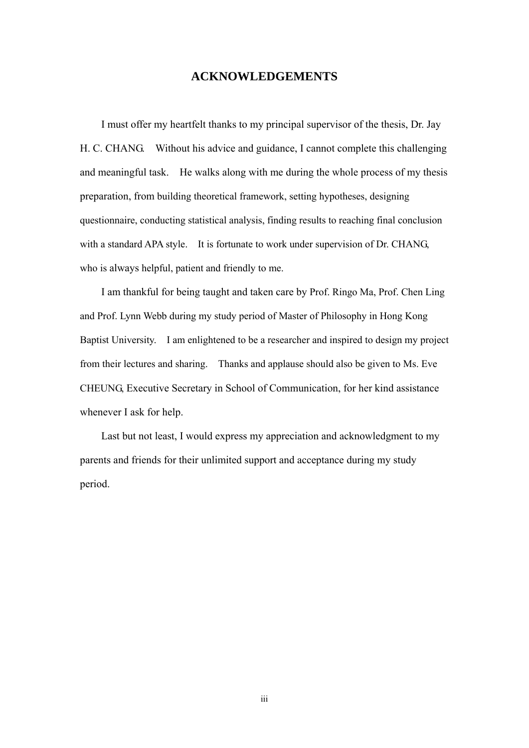# ACKNOWLEDGEMENTS

I must offer my heartfelt thanks to my principal supervisor of the thesis, Dr. Jay H. C. CHANG. Without his advice and guidance, I cannot complete this challenging and meaningful task. He walks along with me during the whole process of my thesis preparation, from building theoretical framework, setting hypotheses, designing questionnaire, conducting statistical analysis, finding results to reaching final conclusion with a standard APA style. It is fortunate to work under supervision of Dr. CHANG, who is always helpful, patient and friendly to me.

I am thankful for being taught and taken care by Prof. Ringo Ma, Prof. Chen Ling and Prof. Lynn Webb during my study period of Master of Philosophy in Hong Kong Baptist University. I am enlightened to be a researcher and inspired to design my project from their lectures and sharing. Thanks and applause should also be given to Ms. Eve CHEUNG, Executive Secretary in School of Communication, for her kind assistance whenever I ask for help.

Last but not least, I would express my appreciation and acknowledgment to my parents and friends for their unlimited support and acceptance during my study period.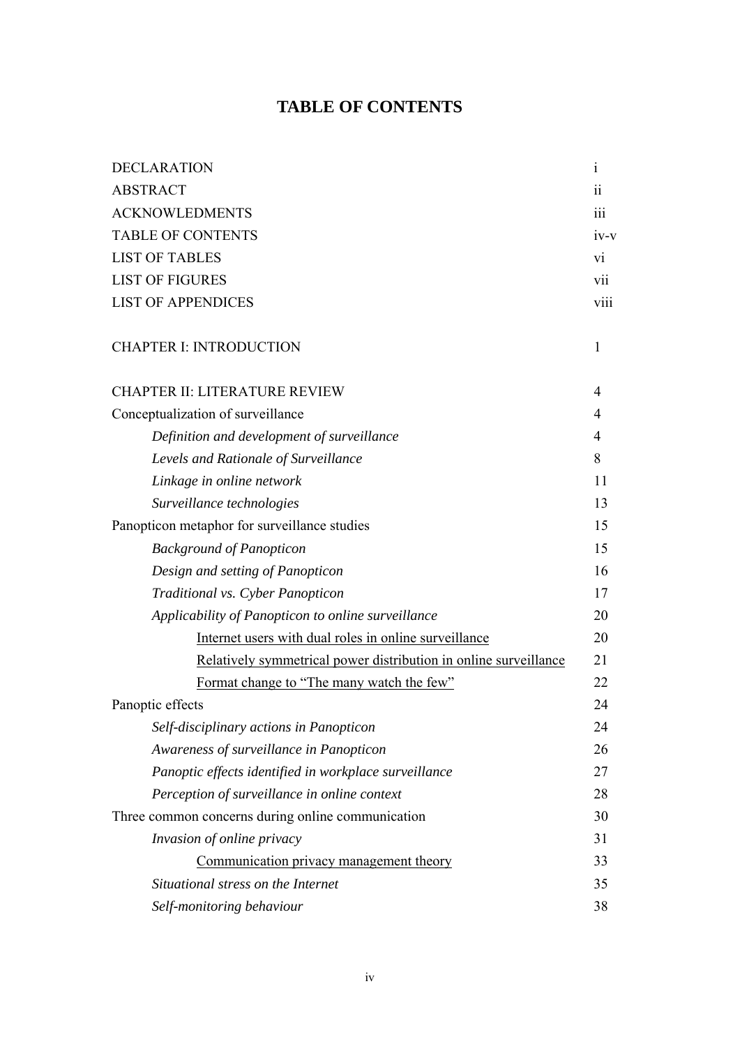# TABLE OF CONTENTS

| | |
|---|---|
| DECLARATION | i |
| ABSTRACT | ii |
| ACKNOWLEDMENTS | iii |
| TABLE OF CONTENTS | iv-v |
| LIST OF TABLES | vi |
| LIST OF FIGURES | vii |
| LIST OF APPENDICES | viii |
| | |
| CHAPTER I: INTRODUCTION | 1 |
| | |
| CHAPTER II: LITERATURE REVIEW | 4 |
| Conceptualization of surveillance | 4 |
| *Definition and development of surveillance* | 4 |
| *Levels and Rationale of Surveillance* | 8 |
| *Linkage in online network* | 11 |
| *Surveillance technologies* | 13 |
| Panopticon metaphor for surveillance studies | 15 |
| *Background of Panopticon* | 15 |
| *Design and setting of Panopticon* | 16 |
| *Traditional vs. Cyber Panopticon* | 17 |
| *Applicability of Panopticon to online surveillance* | 20 |
| <u>Internet users with dual roles in online surveillance</u> | 20 |
| <u>Relatively symmetrical power distribution in online surveillance</u> | 21 |
| <u>Format change to "The many watch the few"</u> | 22 |
| Panoptic effects | 24 |
| *Self-disciplinary actions in Panopticon* | 24 |
| *Awareness of surveillance in Panopticon* | 26 |
| *Panoptic effects identified in workplace surveillance* | 27 |
| *Perception of surveillance in online context* | 28 |
| Three common concerns during online communication | 30 |
| *Invasion of online privacy* | 31 |
| <u>Communication privacy management theory</u> | 33 |
| *Situational stress on the Internet* | 35 |
| *Self-monitoring behaviour* | 38 |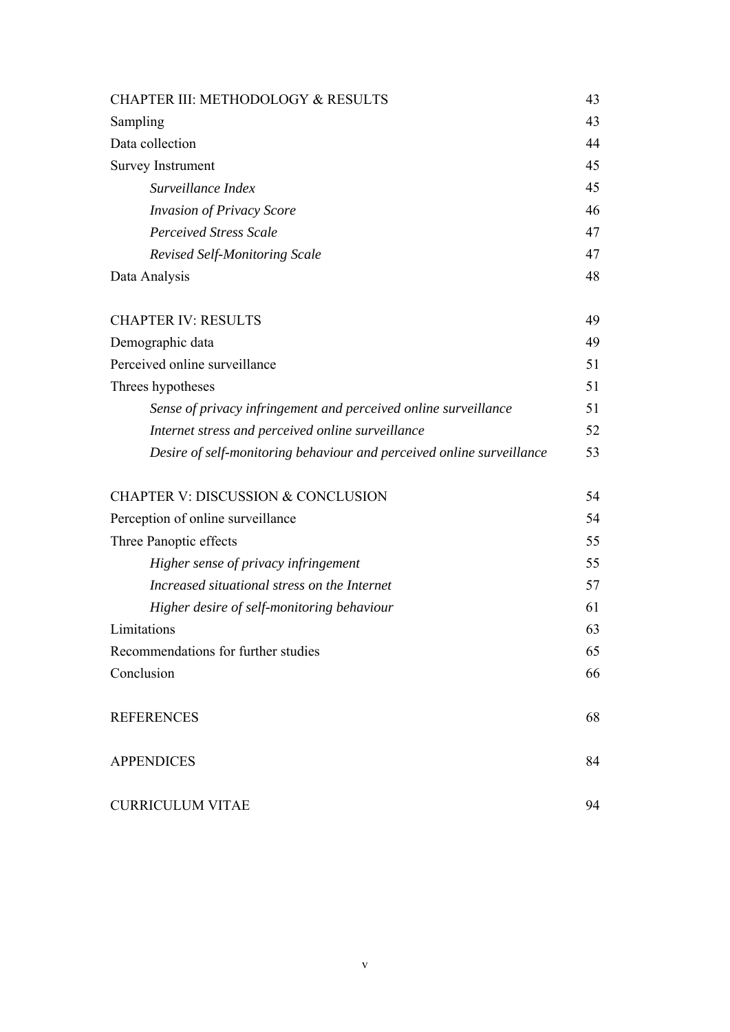| | |
|---|---|
| CHAPTER III: METHODOLOGY & RESULTS | 43 |
| Sampling | 43 |
| Data collection | 44 |
| Survey Instrument | 45 |
| *Surveillance Index* | 45 |
| *Invasion of Privacy Score* | 46 |
| *Perceived Stress Scale* | 47 |
| *Revised Self-Monitoring Scale* | 47 |
| Data Analysis | 48 |
| | |
| CHAPTER IV: RESULTS | 49 |
| Demographic data | 49 |
| Perceived online surveillance | 51 |
| Threes hypotheses | 51 |
| *Sense of privacy infringement and perceived online surveillance* | 51 |
| *Internet stress and perceived online surveillance* | 52 |
| *Desire of self-monitoring behaviour and perceived online surveillance* | 53 |
| | |
| CHAPTER V: DISCUSSION & CONCLUSION | 54 |
| Perception of online surveillance | 54 |
| Three Panoptic effects | 55 |
| *Higher sense of privacy infringement* | 55 |
| *Increased situational stress on the Internet* | 57 |
| *Higher desire of self-monitoring behaviour* | 61 |
| Limitations | 63 |
| Recommendations for further studies | 65 |
| Conclusion | 66 |
| | |
| REFERENCES | 68 |
| | |
| APPENDICES | 84 |
| | |
| CURRICULUM VITAE | 94 |